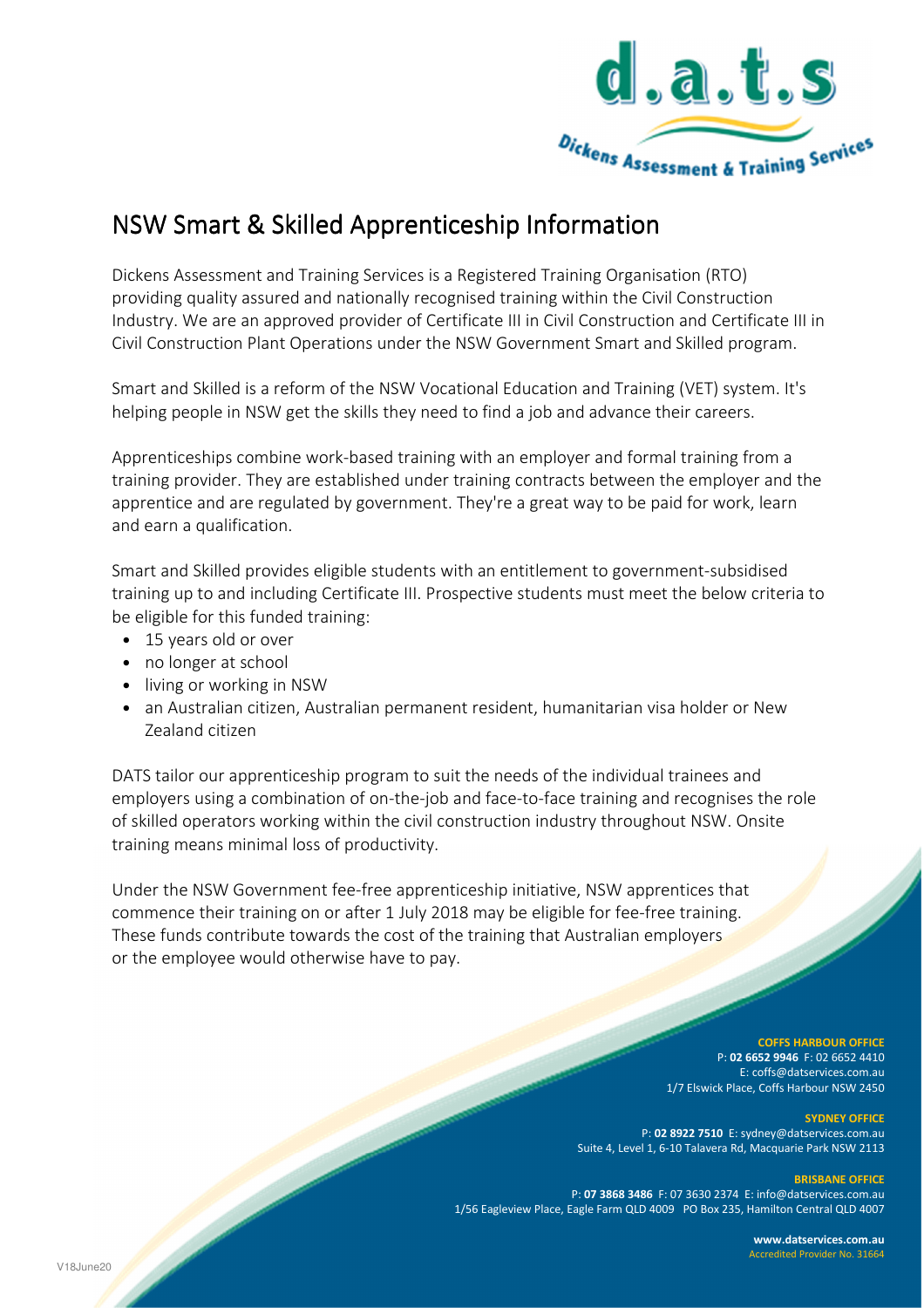# NSW Smart & Skilled Apprenticeship Information

Dickens Assessment and Training Services is a Registered Training Organisation (RTO) providing quality assured and nationally recognised training within the Civil Construction Industry. We are an approved provider of Certificate III in Civil Construction and Certificate III in Civil Construction Plant Operations under the NSW Government Smart and Skilled program.

Smart and Skilled is a reform of the NSW Vocational Education and Training (VET) system. It's helping people in NSW get the skills they need to find a job and advance their careers.

Apprenticeships combine work-based training with an employer and formal training from a training provider. They are established under training contracts between the employer and the apprentice and are regulated by government. They're a great way to be paid for work, learn and earn a qualification.

Smart and Skilled provides eligible students with an entitlement to government-subsidised training up to and including Certificate III. Prospective students must meet the below criteria to be eligible for this funded training:

- 15 years old or over
- no longer at school
- living or working in NSW
- an Australian citizen, Australian permanent resident, humanitarian visa holder or New Zealand citizen

DATS tailor our apprenticeship program to suit the needs of the individual trainees and employers using a combination of on-the-job and face-to-face training and recognises the role of skilled operators working within the civil construction industry throughout NSW. Onsite training means minimal loss of productivity.

Under the NSW Government fee-free apprenticeship initiative, NSW apprentices that commence their training on or after 1 July 2018 may be eligible for fee-free training. These funds contribute towards the cost of the training that Australian employers or the employee would otherwise have to pay.

**COFFS HARBOUR OFFICE**
P: **02 6652 9946** F: 02 6652 4410
E: coffs@datservices.com.au
1/7 Elswick Place, Coffs Harbour NSW 2450

**SYDNEY OFFICE**
P: **02 8922 7510** E: sydney@datservices.com.au
Suite 4, Level 1, 6-10 Talavera Rd, Macquarie Park NSW 2113

**BRISBANE OFFICE**
P: **07 3868 3486** F: 07 3630 2374 E: info@datservices.com.au
1/56 Eagleview Place, Eagle Farm QLD 4009 PO Box 235, Hamilton Central QLD 4007

**www.datservices.com.au**
Accredited Provider No. 31664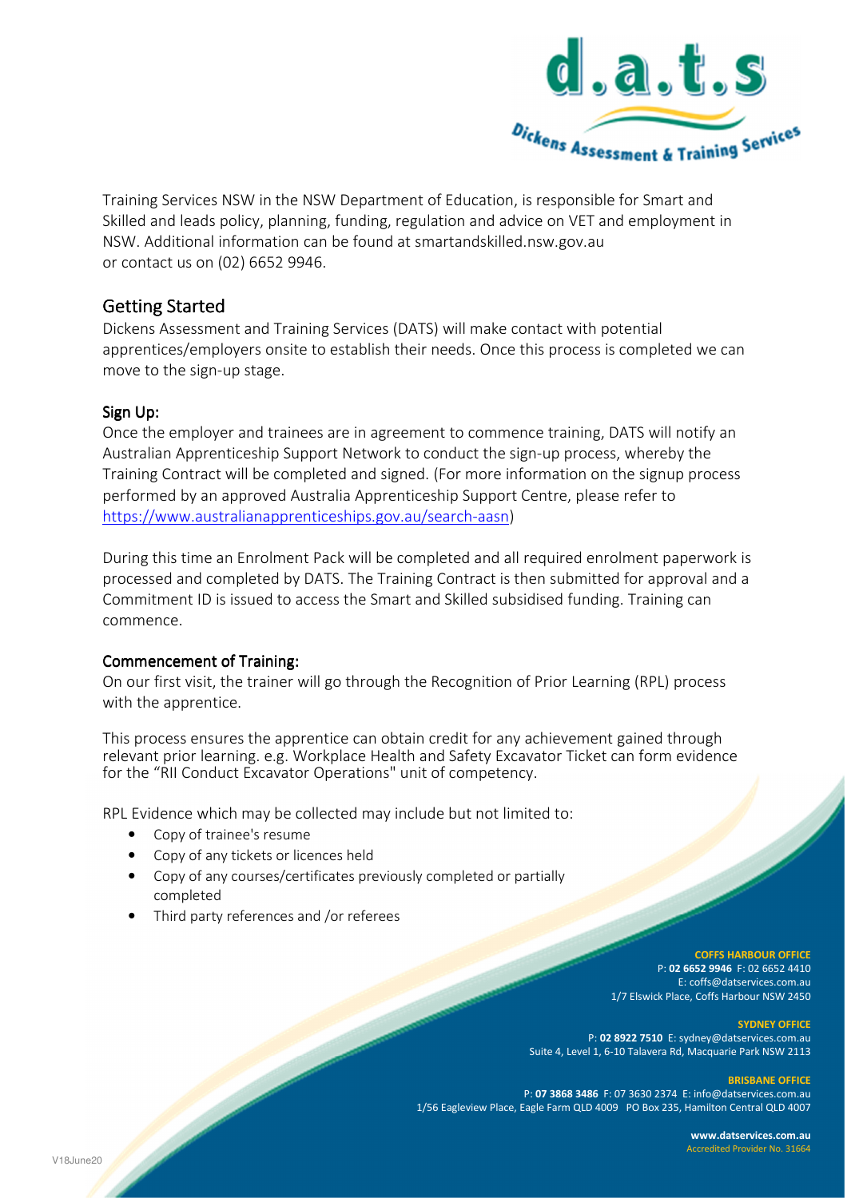Training Services NSW in the NSW Department of Education, is responsible for Smart and Skilled and leads policy, planning, funding, regulation and advice on VET and employment in NSW. Additional information can be found at smartandskilled.nsw.gov.au or contact us on (02) 6652 9946.

## Getting Started

Dickens Assessment and Training Services (DATS) will make contact with potential apprentices/employers onsite to establish their needs. Once this process is completed we can move to the sign-up stage.

### Sign Up:

Once the employer and trainees are in agreement to commence training, DATS will notify an Australian Apprenticeship Support Network to conduct the sign-up process, whereby the Training Contract will be completed and signed. (For more information on the signup process performed by an approved Australia Apprenticeship Support Centre, please refer to https://www.australianapprenticeships.gov.au/search-aasn)

During this time an Enrolment Pack will be completed and all required enrolment paperwork is processed and completed by DATS. The Training Contract is then submitted for approval and a Commitment ID is issued to access the Smart and Skilled subsidised funding. Training can commence.

### Commencement of Training:

On our first visit, the trainer will go through the Recognition of Prior Learning (RPL) process with the apprentice.

This process ensures the apprentice can obtain credit for any achievement gained through relevant prior learning. e.g. Workplace Health and Safety Excavator Ticket can form evidence for the "RII Conduct Excavator Operations" unit of competency.

RPL Evidence which may be collected may include but not limited to:

- Copy of trainee's resume
- Copy of any tickets or licences held
- Copy of any courses/certificates previously completed or partially completed
- Third party references and /or referees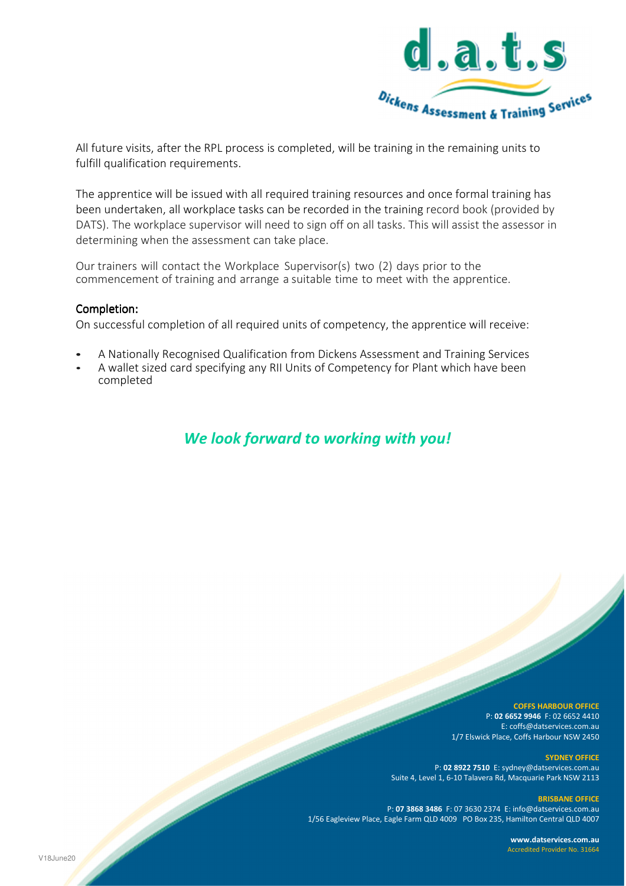All future visits, after the RPL process is completed, will be training in the remaining units to fulfill qualification requirements.

The apprentice will be issued with all required training resources and once formal training has been undertaken, all workplace tasks can be recorded in the training record book (provided by DATS). The workplace supervisor will need to sign off on all tasks. This will assist the assessor in determining when the assessment can take place.

Our trainers will contact the Workplace Supervisor(s) two (2) days prior to the commencement of training and arrange a suitable time to meet with the apprentice.

**Completion:**

On successful completion of all required units of competency, the apprentice will receive:

- A Nationally Recognised Qualification from Dickens Assessment and Training Services
- A wallet sized card specifying any RII Units of Competency for Plant which have been completed

***We look forward to working with you!***

**COFFS HARBOUR OFFICE**
P: **02 6652 9946** F: 02 6652 4410
E: coffs@datservices.com.au
1/7 Elswick Place, Coffs Harbour NSW 2450

**SYDNEY OFFICE**
P: **02 8922 7510** E: sydney@datservices.com.au
Suite 4, Level 1, 6-10 Talavera Rd, Macquarie Park NSW 2113

**BRISBANE OFFICE**
P: **07 3868 3486** F: 07 3630 2374 E: info@datservices.com.au
1/56 Eagleview Place, Eagle Farm QLD 4009 PO Box 235, Hamilton Central QLD 4007

**www.datservices.com.au**
Accredited Provider No. 31664

V18June20